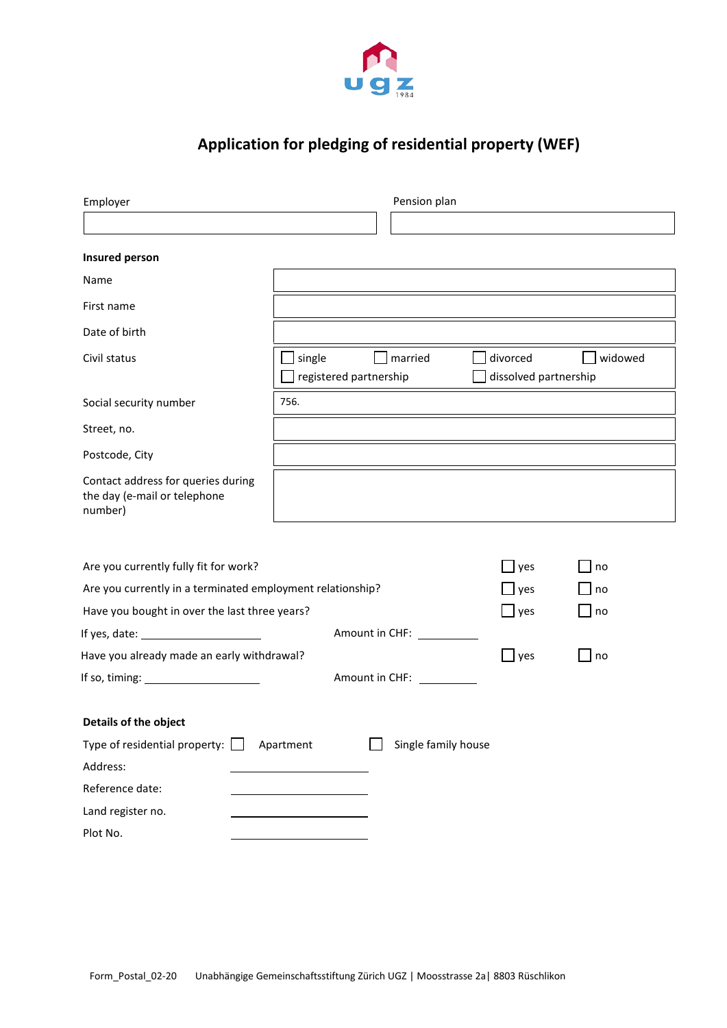# Application for pledging of residential property (WEF)

| Employer | Pension plan |
|---|---|
| | |

**Insured person**

| | |
|---|---|
| Name | |
| First name | |
| Date of birth | |
| Civil status | ☐ single ☐ married ☐ divorced ☐ widowed ☐ registered partnership ☐ dissolved partnership |
| Social security number | 756. |
| Street, no. | |
| Postcode, City | |
| Contact address for queries during the day (e-mail or telephone number) | |

| | | |
|---|---|---|
| Are you currently fully fit for work? | ☐ yes | ☐ no |
| Are you currently in a terminated employment relationship? | ☐ yes | ☐ no |
| Have you bought in over the last three years? | ☐ yes | ☐ no |

If yes, date: ____________ Amount in CHF: ____________

| | | |
|---|---|---|
| Have you already made an early withdrawal? | ☐ yes | ☐ no |

If so, timing: ____________ Amount in CHF: ____________

**Details of the object**

Type of residential property: ☐ Apartment ☐ Single family house

Address: ____________

Reference date: ____________

Land register no. ____________

Plot No. ____________

Form_Postal_02-20 Unabhängige Gemeinschaftsstiftung Zürich UGZ | Moosstrasse 2a| 8803 Rüschlikon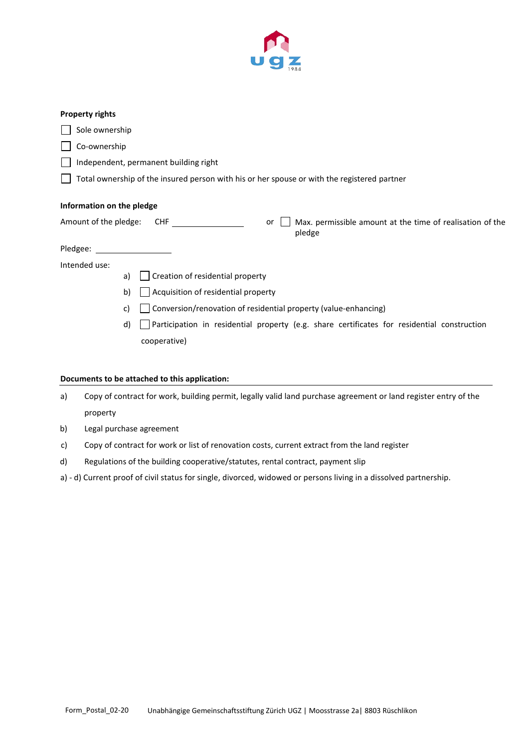**Property rights**

- ☐ Sole ownership
- ☐ Co-ownership
- ☐ Independent, permanent building right
- ☐ Total ownership of the insured person with his or her spouse or with the registered partner

**Information on the pledge**

Amount of the pledge: CHF ________________ or ☐ Max. permissible amount at the time of realisation of the pledge

Pledgee: ________________

Intended use:

a) ☐ Creation of residential property

b) ☐ Acquisition of residential property

c) ☐ Conversion/renovation of residential property (value-enhancing)

d) ☐ Participation in residential property (e.g. share certificates for residential construction cooperative)

**Documents to be attached to this application:**

a) Copy of contract for work, building permit, legally valid land purchase agreement or land register entry of the property

b) Legal purchase agreement

c) Copy of contract for work or list of renovation costs, current extract from the land register

d) Regulations of the building cooperative/statutes, rental contract, payment slip

a) - d) Current proof of civil status for single, divorced, widowed or persons living in a dissolved partnership.

Form_Postal_02-20 Unabhängige Gemeinschaftsstiftung Zürich UGZ | Moosstrasse 2a| 8803 Rüschlikon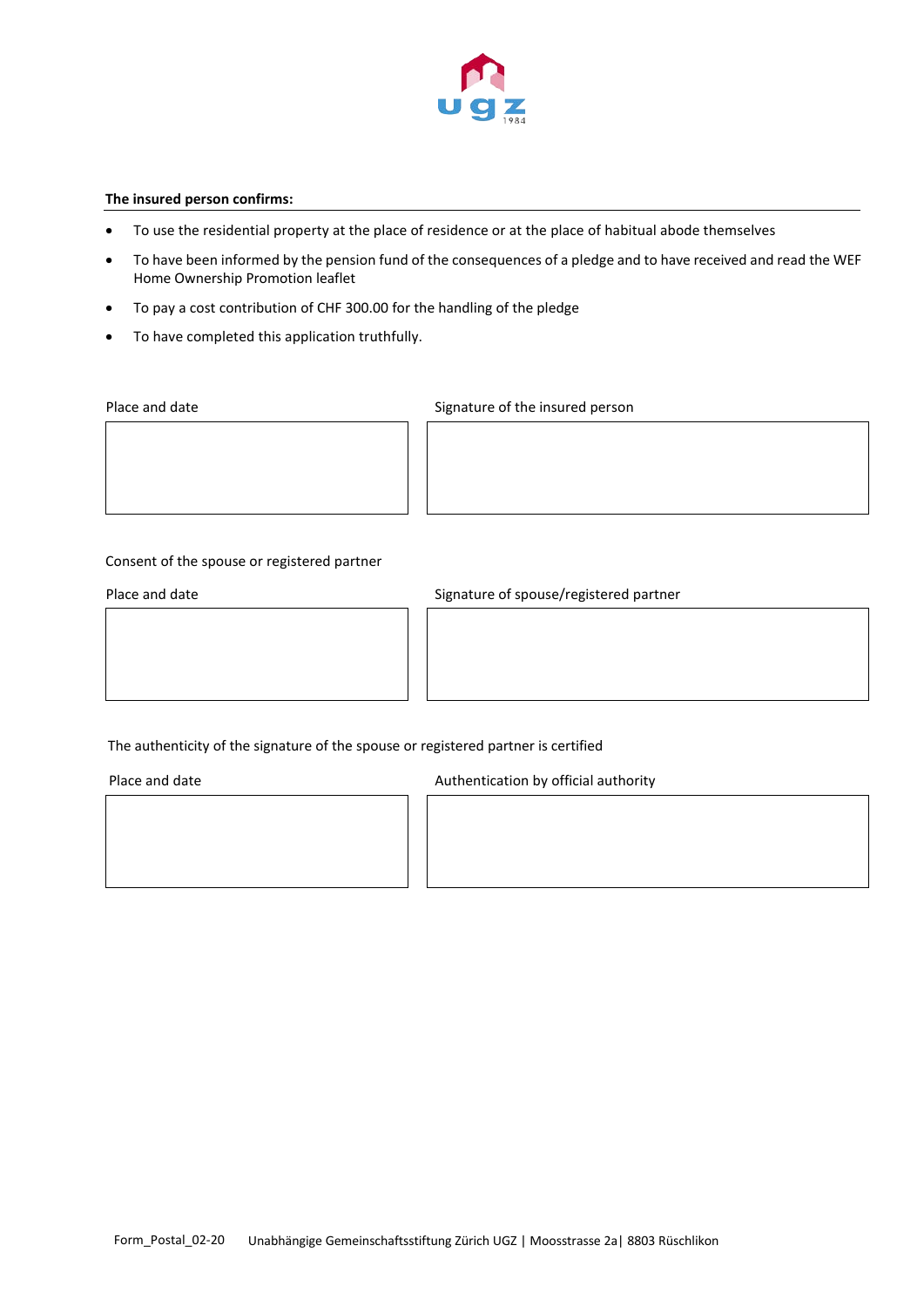**The insured person confirms:**

- To use the residential property at the place of residence or at the place of habitual abode themselves
- To have been informed by the pension fund of the consequences of a pledge and to have received and read the WEF Home Ownership Promotion leaflet
- To pay a cost contribution of CHF 300.00 for the handling of the pledge
- To have completed this application truthfully.

| Place and date | Signature of the insured person |
| --- | --- |
| | |

Consent of the spouse or registered partner

| Place and date | Signature of spouse/registered partner |
| --- | --- |
| | |

The authenticity of the signature of the spouse or registered partner is certified

| Place and date | Authentication by official authority |
| --- | --- |
| | |

Form_Postal_02-20 Unabhängige Gemeinschaftsstiftung Zürich UGZ | Moosstrasse 2a| 8803 Rüschlikon